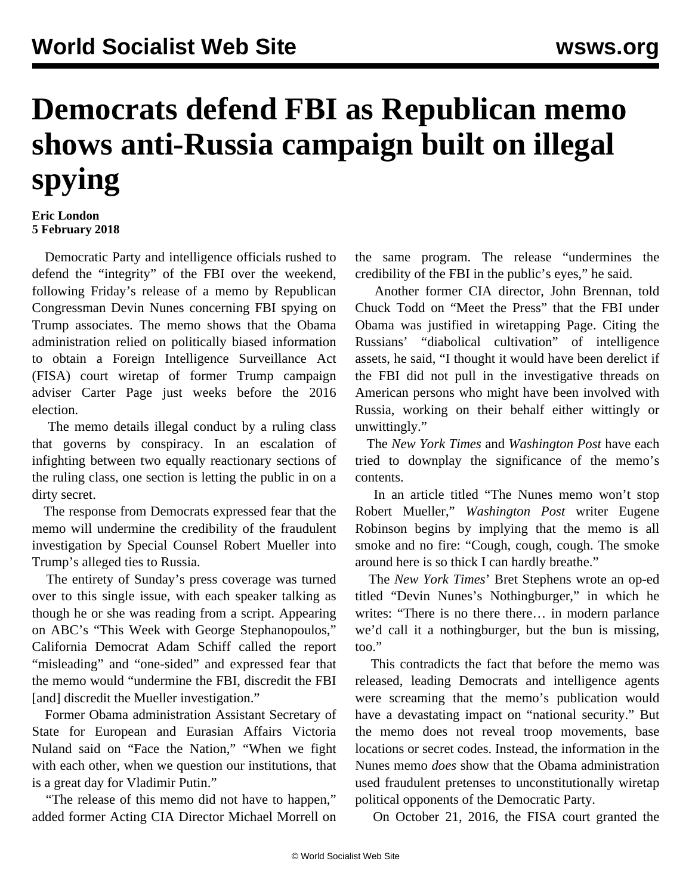# Democrats defend FBI as Republican memo shows anti-Russia campaign built on illegal spying

**Eric London**
**5 February 2018**

Democratic Party and intelligence officials rushed to defend the "integrity" of the FBI over the weekend, following Friday's release of a memo by Republican Congressman Devin Nunes concerning FBI spying on Trump associates. The memo shows that the Obama administration relied on politically biased information to obtain a Foreign Intelligence Surveillance Act (FISA) court wiretap of former Trump campaign adviser Carter Page just weeks before the 2016 election.

The memo details illegal conduct by a ruling class that governs by conspiracy. In an escalation of infighting between two equally reactionary sections of the ruling class, one section is letting the public in on a dirty secret.

The response from Democrats expressed fear that the memo will undermine the credibility of the fraudulent investigation by Special Counsel Robert Mueller into Trump's alleged ties to Russia.

The entirety of Sunday's press coverage was turned over to this single issue, with each speaker talking as though he or she was reading from a script. Appearing on ABC's "This Week with George Stephanopoulos," California Democrat Adam Schiff called the report "misleading" and "one-sided" and expressed fear that the memo would "undermine the FBI, discredit the FBI [and] discredit the Mueller investigation."

Former Obama administration Assistant Secretary of State for European and Eurasian Affairs Victoria Nuland said on "Face the Nation," "When we fight with each other, when we question our institutions, that is a great day for Vladimir Putin."

"The release of this memo did not have to happen," added former Acting CIA Director Michael Morrell on the same program. The release "undermines the credibility of the FBI in the public's eyes," he said.

Another former CIA director, John Brennan, told Chuck Todd on "Meet the Press" that the FBI under Obama was justified in wiretapping Page. Citing the Russians' "diabolical cultivation" of intelligence assets, he said, "I thought it would have been derelict if the FBI did not pull in the investigative threads on American persons who might have been involved with Russia, working on their behalf either wittingly or unwittingly."

The *New York Times* and *Washington Post* have each tried to downplay the significance of the memo's contents.

In an article titled "The Nunes memo won't stop Robert Mueller," *Washington Post* writer Eugene Robinson begins by implying that the memo is all smoke and no fire: "Cough, cough, cough. The smoke around here is so thick I can hardly breathe."

The *New York Times*' Bret Stephens wrote an op-ed titled "Devin Nunes's Nothingburger," in which he writes: "There is no there there… in modern parlance we'd call it a nothingburger, but the bun is missing, too."

This contradicts the fact that before the memo was released, leading Democrats and intelligence agents were screaming that the memo's publication would have a devastating impact on "national security." But the memo does not reveal troop movements, base locations or secret codes. Instead, the information in the Nunes memo *does* show that the Obama administration used fraudulent pretenses to unconstitutionally wiretap political opponents of the Democratic Party.

On October 21, 2016, the FISA court granted the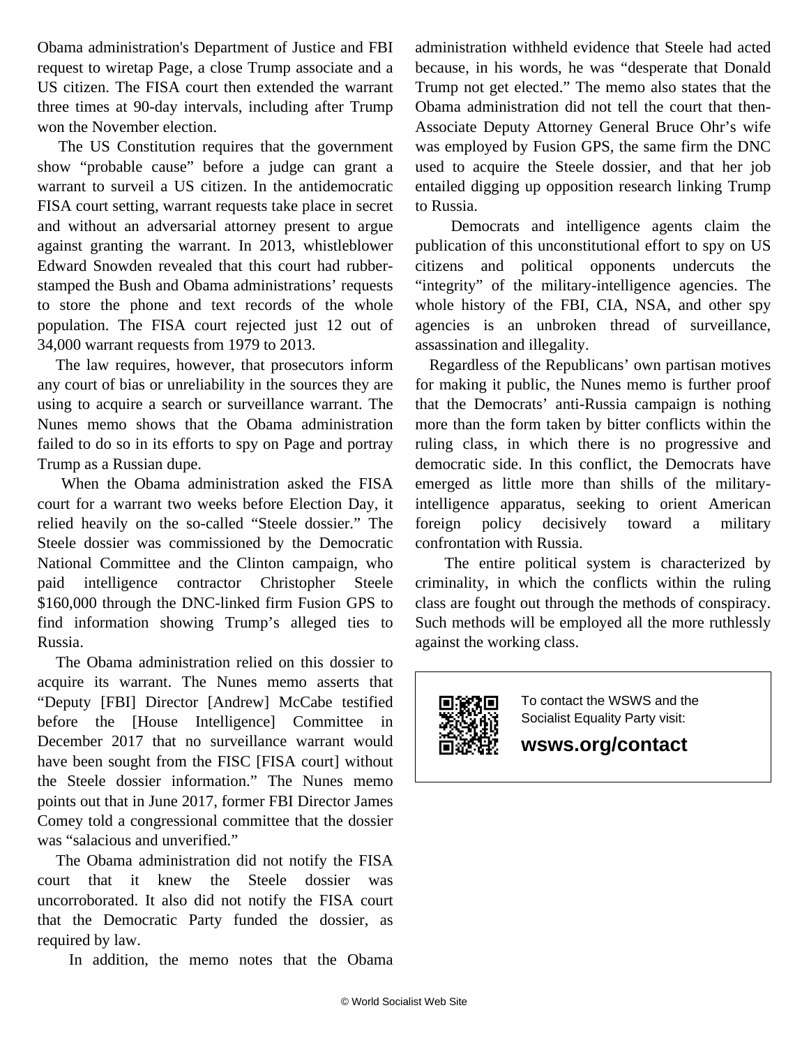Obama administration's Department of Justice and FBI request to wiretap Page, a close Trump associate and a US citizen. The FISA court then extended the warrant three times at 90-day intervals, including after Trump won the November election.

The US Constitution requires that the government show "probable cause" before a judge can grant a warrant to surveil a US citizen. In the antidemocratic FISA court setting, warrant requests take place in secret and without an adversarial attorney present to argue against granting the warrant. In 2013, whistleblower Edward Snowden revealed that this court had rubber-stamped the Bush and Obama administrations' requests to store the phone and text records of the whole population. The FISA court rejected just 12 out of 34,000 warrant requests from 1979 to 2013.

The law requires, however, that prosecutors inform any court of bias or unreliability in the sources they are using to acquire a search or surveillance warrant. The Nunes memo shows that the Obama administration failed to do so in its efforts to spy on Page and portray Trump as a Russian dupe.

When the Obama administration asked the FISA court for a warrant two weeks before Election Day, it relied heavily on the so-called "Steele dossier." The Steele dossier was commissioned by the Democratic National Committee and the Clinton campaign, who paid intelligence contractor Christopher Steele $160,000 through the DNC-linked firm Fusion GPS to find information showing Trump's alleged ties to Russia.

The Obama administration relied on this dossier to acquire its warrant. The Nunes memo asserts that "Deputy [FBI] Director [Andrew] McCabe testified before the [House Intelligence] Committee in December 2017 that no surveillance warrant would have been sought from the FISC [FISA court] without the Steele dossier information." The Nunes memo points out that in June 2017, former FBI Director James Comey told a congressional committee that the dossier was "salacious and unverified."

The Obama administration did not notify the FISA court that it knew the Steele dossier was uncorroborated. It also did not notify the FISA court that the Democratic Party funded the dossier, as required by law.

In addition, the memo notes that the Obama administration withheld evidence that Steele had acted because, in his words, he was "desperate that Donald Trump not get elected." The memo also states that the Obama administration did not tell the court that then-Associate Deputy Attorney General Bruce Ohr's wife was employed by Fusion GPS, the same firm the DNC used to acquire the Steele dossier, and that her job entailed digging up opposition research linking Trump to Russia.

Democrats and intelligence agents claim the publication of this unconstitutional effort to spy on US citizens and political opponents undercuts the "integrity" of the military-intelligence agencies. The whole history of the FBI, CIA, NSA, and other spy agencies is an unbroken thread of surveillance, assassination and illegality.

Regardless of the Republicans' own partisan motives for making it public, the Nunes memo is further proof that the Democrats' anti-Russia campaign is nothing more than the form taken by bitter conflicts within the ruling class, in which there is no progressive and democratic side. In this conflict, the Democrats have emerged as little more than shills of the military-intelligence apparatus, seeking to orient American foreign policy decisively toward a military confrontation with Russia.

The entire political system is characterized by criminality, in which the conflicts within the ruling class are fought out through the methods of conspiracy. Such methods will be employed all the more ruthlessly against the working class.

To contact the WSWS and the Socialist Equality Party visit:

**wsws.org/contact**